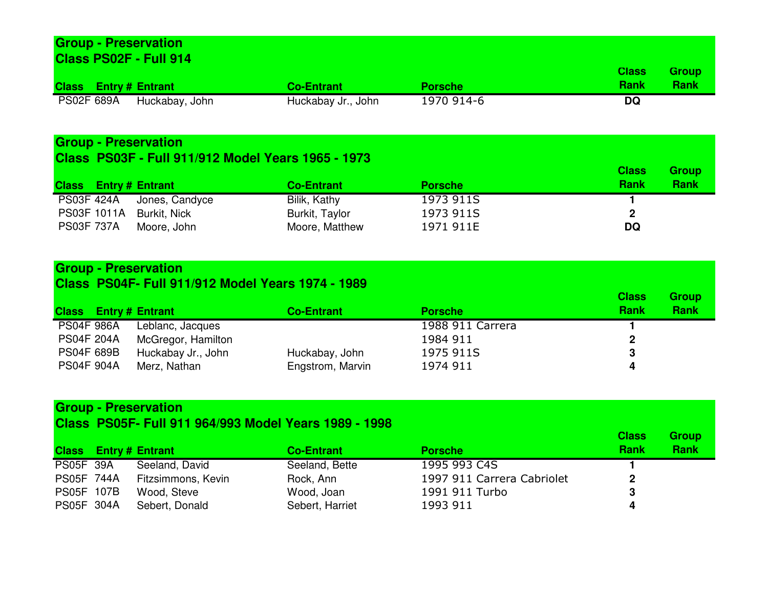## Group - Preservation
### Class PS02F - Full 914

| Class | Entry # | Entrant | Co-Entrant | Porsche | Class Rank | Group Rank |
|---|---|---|---|---|---|---|
| PS02F | 689A | Huckabay, John | Huckabay Jr., John | 1970 914-6 | **DQ** | |

## Group - Preservation
### Class PS03F - Full 911/912 Model Years 1965 - 1973

| Class | Entry # | Entrant | Co-Entrant | Porsche | Class Rank | Group Rank |
|---|---|---|---|---|---|---|
| PS03F | 424A | Jones, Candyce | Bilik, Kathy | 1973 911S | **1** | |
| PS03F | 1011A | Burkit, Nick | Burkit, Taylor | 1973 911S | **2** | |
| PS03F | 737A | Moore, John | Moore, Matthew | 1971 911E | **DQ** | |

## Group - Preservation
### Class PS04F- Full 911/912 Model Years 1974 - 1989

| Class | Entry # | Entrant | Co-Entrant | Porsche | Class Rank | Group Rank |
|---|---|---|---|---|---|---|
| PS04F | 986A | Leblanc, Jacques | | 1988 911 Carrera | **1** | |
| PS04F | 204A | McGregor, Hamilton | | 1984 911 | **2** | |
| PS04F | 689B | Huckabay Jr., John | Huckabay, John | 1975 911S | **3** | |
| PS04F | 904A | Merz, Nathan | Engstrom, Marvin | 1974 911 | **4** | |

## Group - Preservation
### Class PS05F- Full 911 964/993 Model Years 1989 - 1998

| Class | Entry # | Entrant | Co-Entrant | Porsche | Class Rank | Group Rank |
|---|---|---|---|---|---|---|
| PS05F | 39A | Seeland, David | Seeland, Bette | 1995 993 C4S | **1** | |
| PS05F | 744A | Fitzsimmons, Kevin | Rock, Ann | 1997 911 Carrera Cabriolet | **2** | |
| PS05F | 107B | Wood, Steve | Wood, Joan | 1991 911 Turbo | **3** | |
| PS05F | 304A | Sebert, Donald | Sebert, Harriet | 1993 911 | **4** | |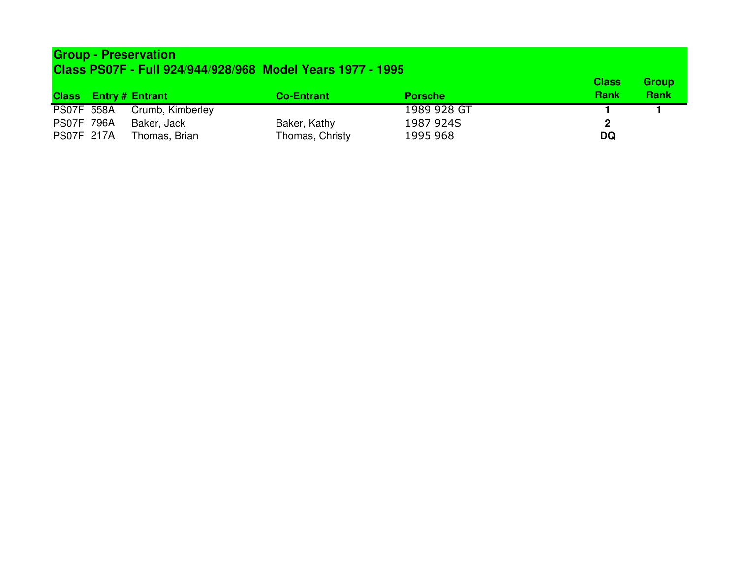## Group - Preservation
## Class PS07F - Full 924/944/928/968 Model Years 1977 - 1995

| Class | Entry # | Entrant | Co-Entrant | Porsche | Class Rank | Group Rank |
|---|---|---|---|---|---|---|
| PS07F | 558A | Crumb, Kimberley | | 1989 928 GT | **1** | **1** |
| PS07F | 796A | Baker, Jack | Baker, Kathy | 1987 924S | **2** | |
| PS07F | 217A | Thomas, Brian | Thomas, Christy | 1995 968 | **DQ** | |